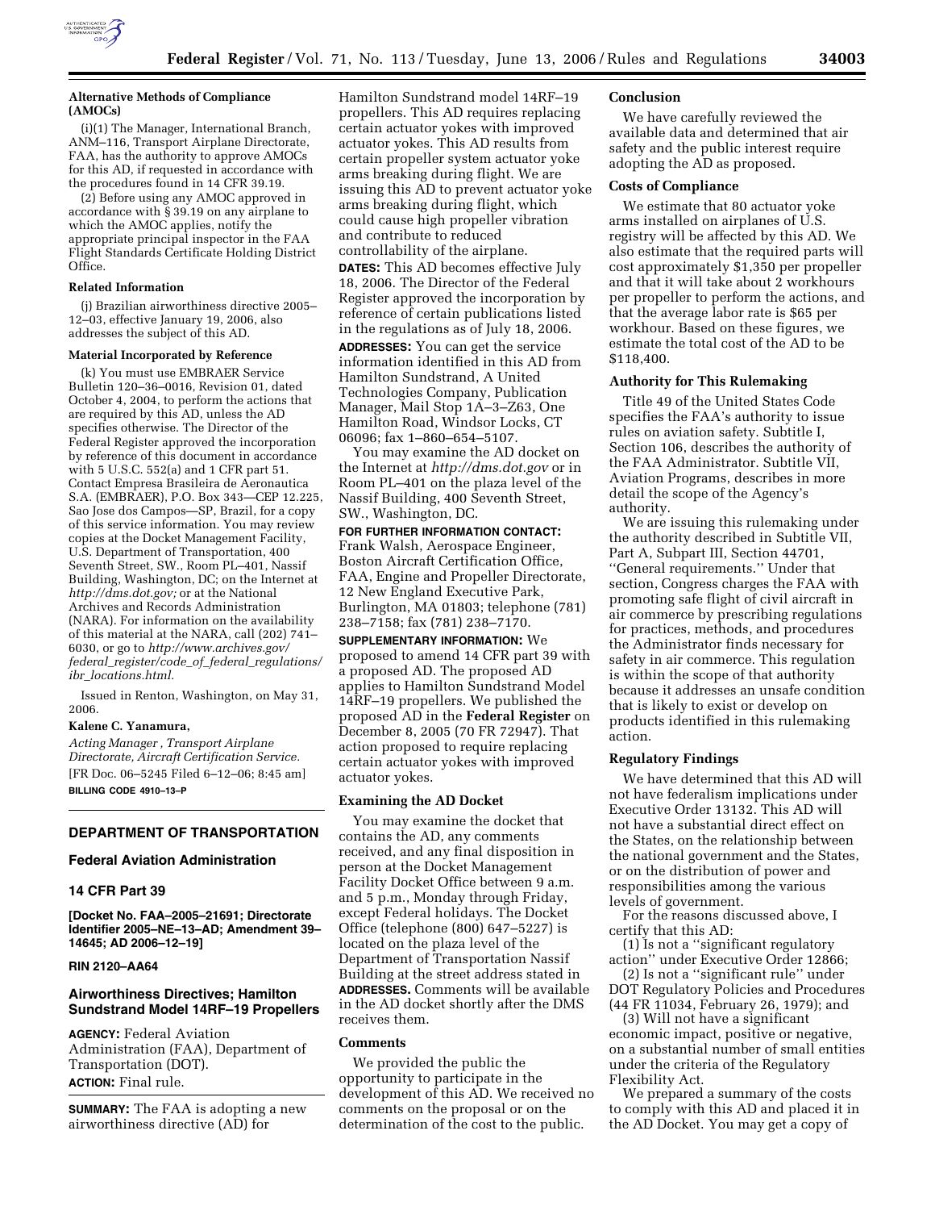**Alternative Methods of Compliance (AMOCs)**

(i)(1) The Manager, International Branch, ANM–116, Transport Airplane Directorate, FAA, has the authority to approve AMOCs for this AD, if requested in accordance with the procedures found in 14 CFR 39.19.

(2) Before using any AMOC approved in accordance with § 39.19 on any airplane to which the AMOC applies, notify the appropriate principal inspector in the FAA Flight Standards Certificate Holding District Office.

**Related Information**

(j) Brazilian airworthiness directive 2005–12–03, effective January 19, 2006, also addresses the subject of this AD.

**Material Incorporated by Reference**

(k) You must use EMBRAER Service Bulletin 120–36–0016, Revision 01, dated October 4, 2004, to perform the actions that are required by this AD, unless the AD specifies otherwise. The Director of the Federal Register approved the incorporation by reference of this document in accordance with 5 U.S.C. 552(a) and 1 CFR part 51. Contact Empresa Brasileira de Aeronautica S.A. (EMBRAER), P.O. Box 343—CEP 12.225, Sao Jose dos Campos—SP, Brazil, for a copy of this service information. You may review copies at the Docket Management Facility, U.S. Department of Transportation, 400 Seventh Street, SW., Room PL–401, Nassif Building, Washington, DC; on the Internet at *http://dms.dot.gov;* or at the National Archives and Records Administration (NARA). For information on the availability of this material at the NARA, call (202) 741–6030, or go to *http://www.archives.gov/federal_register/code_of_federal_regulations/ibr_locations.html.*

Issued in Renton, Washington, on May 31, 2006.

**Kalene C. Yanamura,**

*Acting Manager , Transport Airplane Directorate, Aircraft Certification Service.*

[FR Doc. 06–5245 Filed 6–12–06; 8:45 am]

**BILLING CODE 4910–13–P**

---

## DEPARTMENT OF TRANSPORTATION

### Federal Aviation Administration

### 14 CFR Part 39

**[Docket No. FAA–2005–21691; Directorate Identifier 2005–NE–13–AD; Amendment 39–14645; AD 2006–12–19]**

**RIN 2120–AA64**

### Airworthiness Directives; Hamilton Sundstrand Model 14RF–19 Propellers

**AGENCY:** Federal Aviation Administration (FAA), Department of Transportation (DOT).

**ACTION:** Final rule.

**SUMMARY:** The FAA is adopting a new airworthiness directive (AD) for Hamilton Sundstrand model 14RF–19 propellers. This AD requires replacing certain actuator yokes with improved actuator yokes. This AD results from certain propeller system actuator yoke arms breaking during flight. We are issuing this AD to prevent actuator yoke arms breaking during flight, which could cause high propeller vibration and contribute to reduced controllability of the airplane.

**DATES:** This AD becomes effective July 18, 2006. The Director of the Federal Register approved the incorporation by reference of certain publications listed in the regulations as of July 18, 2006.

**ADDRESSES:** You can get the service information identified in this AD from Hamilton Sundstrand, A United Technologies Company, Publication Manager, Mail Stop 1A–3–Z63, One Hamilton Road, Windsor Locks, CT 06096; fax 1–860–654–5107.

You may examine the AD docket on the Internet at *http://dms.dot.gov* or in Room PL–401 on the plaza level of the Nassif Building, 400 Seventh Street, SW., Washington, DC.

**FOR FURTHER INFORMATION CONTACT:** Frank Walsh, Aerospace Engineer, Boston Aircraft Certification Office, FAA, Engine and Propeller Directorate, 12 New England Executive Park, Burlington, MA 01803; telephone (781) 238–7158; fax (781) 238–7170.

**SUPPLEMENTARY INFORMATION:** We proposed to amend 14 CFR part 39 with a proposed AD. The proposed AD applies to Hamilton Sundstrand Model 14RF–19 propellers. We published the proposed AD in the **Federal Register** on December 8, 2005 (70 FR 72947). That action proposed to require replacing certain actuator yokes with improved actuator yokes.

**Examining the AD Docket**

You may examine the docket that contains the AD, any comments received, and any final disposition in person at the Docket Management Facility Docket Office between 9 a.m. and 5 p.m., Monday through Friday, except Federal holidays. The Docket Office (telephone (800) 647–5227) is located on the plaza level of the Department of Transportation Nassif Building at the street address stated in **ADDRESSES.** Comments will be available in the AD docket shortly after the DMS receives them.

**Comments**

We provided the public the opportunity to participate in the development of this AD. We received no comments on the proposal or on the determination of the cost to the public.

**Conclusion**

We have carefully reviewed the available data and determined that air safety and the public interest require adopting the AD as proposed.

**Costs of Compliance**

We estimate that 80 actuator yoke arms installed on airplanes of U.S. registry will be affected by this AD. We also estimate that the required parts will cost approximately $1,350 per propeller and that it will take about 2 workhours per propeller to perform the actions, and that the average labor rate is $65 per workhour. Based on these figures, we estimate the total cost of the AD to be $118,400.

**Authority for This Rulemaking**

Title 49 of the United States Code specifies the FAA's authority to issue rules on aviation safety. Subtitle I, Section 106, describes the authority of the FAA Administrator. Subtitle VII, Aviation Programs, describes in more detail the scope of the Agency's authority.

We are issuing this rulemaking under the authority described in Subtitle VII, Part A, Subpart III, Section 44701, ''General requirements.'' Under that section, Congress charges the FAA with promoting safe flight of civil aircraft in air commerce by prescribing regulations for practices, methods, and procedures the Administrator finds necessary for safety in air commerce. This regulation is within the scope of that authority because it addresses an unsafe condition that is likely to exist or develop on products identified in this rulemaking action.

**Regulatory Findings**

We have determined that this AD will not have federalism implications under Executive Order 13132. This AD will not have a substantial direct effect on the States, on the relationship between the national government and the States, or on the distribution of power and responsibilities among the various levels of government.

For the reasons discussed above, I certify that this AD:

(1) Is not a ''significant regulatory action'' under Executive Order 12866;

(2) Is not a ''significant rule'' under DOT Regulatory Policies and Procedures (44 FR 11034, February 26, 1979); and

(3) Will not have a significant economic impact, positive or negative, on a substantial number of small entities under the criteria of the Regulatory Flexibility Act.

We prepared a summary of the costs to comply with this AD and placed it in the AD Docket. You may get a copy of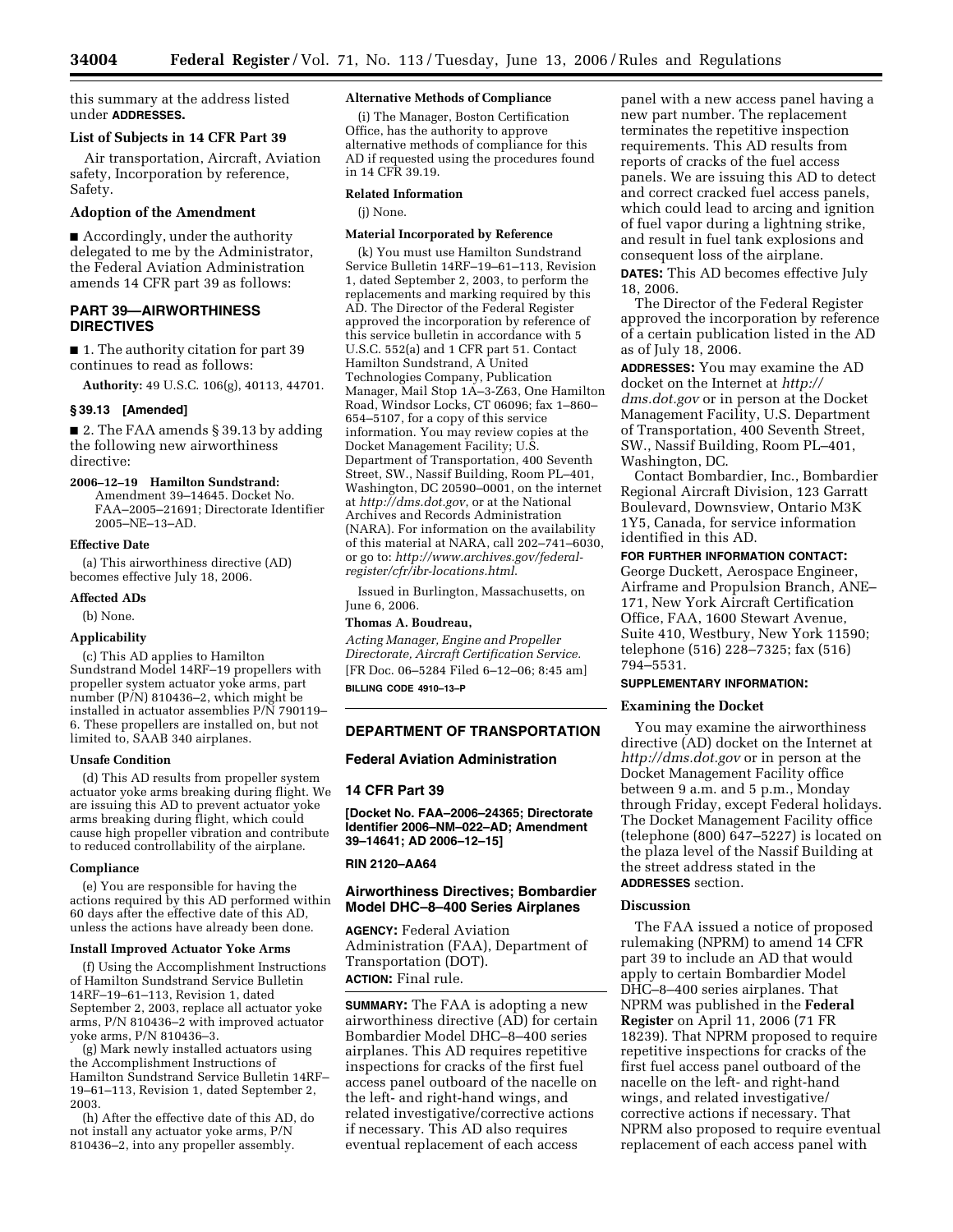this summary at the address listed under **ADDRESSES.**

### List of Subjects in 14 CFR Part 39

Air transportation, Aircraft, Aviation safety, Incorporation by reference, Safety.

### Adoption of the Amendment

■ Accordingly, under the authority delegated to me by the Administrator, the Federal Aviation Administration amends 14 CFR part 39 as follows:

## PART 39—AIRWORTHINESS DIRECTIVES

■ 1. The authority citation for part 39 continues to read as follows:

**Authority:** 49 U.S.C. 106(g), 40113, 44701.

### § 39.13 [Amended]

■ 2. The FAA amends § 39.13 by adding the following new airworthiness directive:

**2006–12–19 Hamilton Sundstrand:** Amendment 39–14645. Docket No. FAA–2005–21691; Directorate Identifier 2005–NE–13–AD.

#### Effective Date

(a) This airworthiness directive (AD) becomes effective July 18, 2006.

#### Affected ADs

(b) None.

#### Applicability

(c) This AD applies to Hamilton Sundstrand Model 14RF–19 propellers with propeller system actuator yoke arms, part number (P/N) 810436–2, which might be installed in actuator assemblies P/N 790119–6. These propellers are installed on, but not limited to, SAAB 340 airplanes.

#### Unsafe Condition

(d) This AD results from propeller system actuator yoke arms breaking during flight. We are issuing this AD to prevent actuator yoke arms breaking during flight, which could cause high propeller vibration and contribute to reduced controllability of the airplane.

#### Compliance

(e) You are responsible for having the actions required by this AD performed within 60 days after the effective date of this AD, unless the actions have already been done.

#### Install Improved Actuator Yoke Arms

(f) Using the Accomplishment Instructions of Hamilton Sundstrand Service Bulletin 14RF–19–61–113, Revision 1, dated September 2, 2003, replace all actuator yoke arms, P/N 810436–2 with improved actuator yoke arms, P/N 810436–3.

(g) Mark newly installed actuators using the Accomplishment Instructions of Hamilton Sundstrand Service Bulletin 14RF–19–61–113, Revision 1, dated September 2, 2003.

(h) After the effective date of this AD, do not install any actuator yoke arms, P/N 810436–2, into any propeller assembly.

#### Alternative Methods of Compliance

(i) The Manager, Boston Certification Office, has the authority to approve alternative methods of compliance for this AD if requested using the procedures found in 14 CFR 39.19.

#### Related Information

(j) None.

#### Material Incorporated by Reference

(k) You must use Hamilton Sundstrand Service Bulletin 14RF–19–61–113, Revision 1, dated September 2, 2003, to perform the replacements and marking required by this AD. The Director of the Federal Register approved the incorporation by reference of this service bulletin in accordance with 5 U.S.C. 552(a) and 1 CFR part 51. Contact Hamilton Sundstrand, A United Technologies Company, Publication Manager, Mail Stop 1A–3-Z63, One Hamilton Road, Windsor Locks, CT 06096; fax 1–860–654–5107, for a copy of this service information. You may review copies at the Docket Management Facility; U.S. Department of Transportation, 400 Seventh Street, SW., Nassif Building, Room PL–401, Washington, DC 20590–0001, on the internet at *http://dms.dot.gov*, or at the National Archives and Records Administration (NARA). For information on the availability of this material at NARA, call 202–741–6030, or go to: *http://www.archives.gov/federal-register/cfr/ibr-locations.html*.

Issued in Burlington, Massachusetts, on June 6, 2006.

**Thomas A. Boudreau,**

*Acting Manager, Engine and Propeller Directorate, Aircraft Certification Service.*

[FR Doc. 06–5284 Filed 6–12–06; 8:45 am]

**BILLING CODE 4910–13–P**

---

## DEPARTMENT OF TRANSPORTATION

## Federal Aviation Administration

## 14 CFR Part 39

**[Docket No. FAA–2006–24365; Directorate Identifier 2006–NM–022–AD; Amendment 39–14641; AD 2006–12–15]**

**RIN 2120–AA64**

## Airworthiness Directives; Bombardier Model DHC–8–400 Series Airplanes

**AGENCY:** Federal Aviation Administration (FAA), Department of Transportation (DOT).

**ACTION:** Final rule.

**SUMMARY:** The FAA is adopting a new airworthiness directive (AD) for certain Bombardier Model DHC–8–400 series airplanes. This AD requires repetitive inspections for cracks of the first fuel access panel outboard of the nacelle on the left- and right-hand wings, and related investigative/corrective actions if necessary. This AD also requires eventual replacement of each access panel with a new access panel having a new part number. The replacement terminates the repetitive inspection requirements. This AD results from reports of cracks of the fuel access panels. We are issuing this AD to detect and correct cracked fuel access panels, which could lead to arcing and ignition of fuel vapor during a lightning strike, and result in fuel tank explosions and consequent loss of the airplane.

**DATES:** This AD becomes effective July 18, 2006.

The Director of the Federal Register approved the incorporation by reference of a certain publication listed in the AD as of July 18, 2006.

**ADDRESSES:** You may examine the AD docket on the Internet at *http://dms.dot.gov* or in person at the Docket Management Facility, U.S. Department of Transportation, 400 Seventh Street, SW., Nassif Building, Room PL–401, Washington, DC.

Contact Bombardier, Inc., Bombardier Regional Aircraft Division, 123 Garratt Boulevard, Downsview, Ontario M3K 1Y5, Canada, for service information identified in this AD.

**FOR FURTHER INFORMATION CONTACT:** George Duckett, Aerospace Engineer, Airframe and Propulsion Branch, ANE–171, New York Aircraft Certification Office, FAA, 1600 Stewart Avenue, Suite 410, Westbury, New York 11590; telephone (516) 228–7325; fax (516) 794–5531.

**SUPPLEMENTARY INFORMATION:**

### Examining the Docket

You may examine the airworthiness directive (AD) docket on the Internet at *http://dms.dot.gov* or in person at the Docket Management Facility office between 9 a.m. and 5 p.m., Monday through Friday, except Federal holidays. The Docket Management Facility office (telephone (800) 647–5227) is located on the plaza level of the Nassif Building at the street address stated in the **ADDRESSES** section.

### Discussion

The FAA issued a notice of proposed rulemaking (NPRM) to amend 14 CFR part 39 to include an AD that would apply to certain Bombardier Model DHC–8–400 series airplanes. That NPRM was published in the **Federal Register** on April 11, 2006 (71 FR 18239). That NPRM proposed to require repetitive inspections for cracks of the first fuel access panel outboard of the nacelle on the left- and right-hand wings, and related investigative/corrective actions if necessary. That NPRM also proposed to require eventual replacement of each access panel with